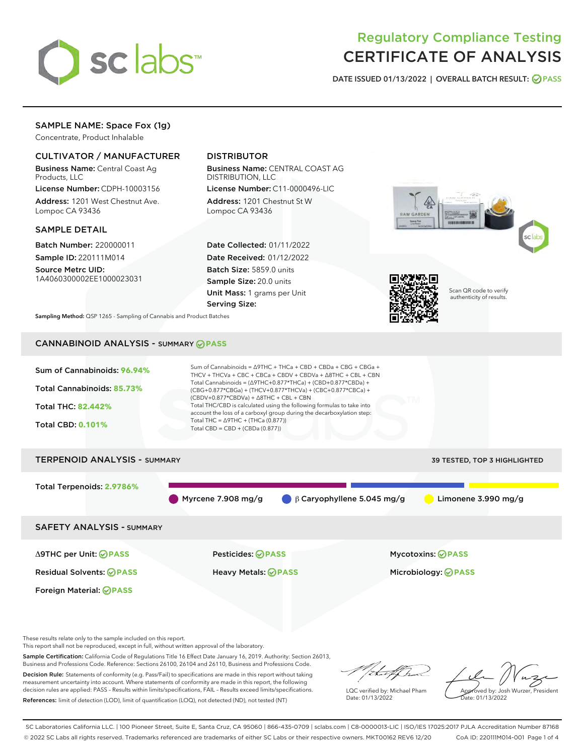# Regulatory Compliance Testing
# CERTIFICATE OF ANALYSIS

DATE ISSUED 01/13/2022 | OVERALL BATCH RESULT: PASS

## SAMPLE NAME: Space Fox (1g)

Concentrate, Product Inhalable

### CULTIVATOR / MANUFACTURER

**Business Name:** Central Coast Ag Products, LLC

**License Number:** CDPH-10003156

**Address:** 1201 West Chestnut Ave. Lompoc CA 93436

### DISTRIBUTOR

**Business Name:** CENTRAL COAST AG DISTRIBUTION, LLC

**License Number:** C11-0000496-LIC

**Address:** 1201 Chestnut St W Lompoc CA 93436

### SAMPLE DETAIL

**Batch Number:** 220000011

**Sample ID:** 220111M014

**Source Metrc UID:** 1A4060300002EE1000023031

**Date Collected:** 01/11/2022

**Date Received:** 01/12/2022

**Batch Size:** 5859.0 units

**Sample Size:** 20.0 units

**Unit Mass:** 1 grams per Unit

**Serving Size:**

Scan QR code to verify authenticity of results.

**Sampling Method:** QSP 1265 - Sampling of Cannabis and Product Batches

## CANNABINOID ANALYSIS - SUMMARY PASS

Sum of Cannabinoids: **96.94%**

Total Cannabinoids: **85.73%**

Total THC: **82.442%**

Total CBD: **0.101%**

Sum of Cannabinoids = Δ9THC + THCa + CBD + CBDa + CBG + CBGa + THCV + THCVa + CBC + CBCa + CBDV + CBDVa + Δ8THC + CBL + CBN

Total Cannabinoids = (Δ9THC+0.877*THCa) + (CBD+0.877*CBDa) + (CBG+0.877*CBGa) + (THCV+0.877*THCVa) + (CBC+0.877*CBCa) + (CBDV+0.877*CBDVa) + Δ8THC + CBL + CBN

Total THC/CBD is calculated using the following formulas to take into account the loss of a carboxyl group during the decarboxylation step:

Total THC = Δ9THC + (THCa (0.877))

Total CBD = CBD + (CBDa (0.877))

## TERPENOID ANALYSIS - SUMMARY

39 TESTED, TOP 3 HIGHLIGHTED

Total Terpenoids: **2.9786%**

Myrcene 7.908 mg/g | β Caryophyllene 5.045 mg/g | Limonene 3.990 mg/g

## SAFETY ANALYSIS - SUMMARY

| | | |
|---|---|---|
| Δ9THC per Unit: PASS | Pesticides: PASS | Mycotoxins: PASS |
| Residual Solvents: PASS | Heavy Metals: PASS | Microbiology: PASS |
| Foreign Material: PASS | | |

These results relate only to the sample included on this report.
This report shall not be reproduced, except in full, without written approval of the laboratory.

**Sample Certification:** California Code of Regulations Title 16 Effect Date January 16, 2019. Authority: Section 26013, Business and Professions Code. Reference: Sections 26100, 26104 and 26110, Business and Professions Code.

**Decision Rule:** Statements of conformity (e.g. Pass/Fail) to specifications are made in this report without taking measurement uncertainty into account. Where statements of conformity are made in this report, the following decision rules are applied: PASS - Results within limits/specifications, FAIL - Results exceed limits/specifications.

**References:** limit of detection (LOD), limit of quantification (LOQ), not detected (ND), not tested (NT)

LQC verified by: Michael Pham
Date: 01/13/2022

Approved by: Josh Wurzer, President
Date: 01/13/2022

SC Laboratories California LLC. | 100 Pioneer Street, Suite E, Santa Cruz, CA 95060 | 866-435-0709 | sclabs.com | C8-0000013-LIC | ISO/IES 17025:2017 PJLA Accreditation Number 87168
© 2022 SC Labs all rights reserved. Trademarks referenced are trademarks of either SC Labs or their respective owners. MKT00162 REV6 12/20 CoA ID: 220111M014-001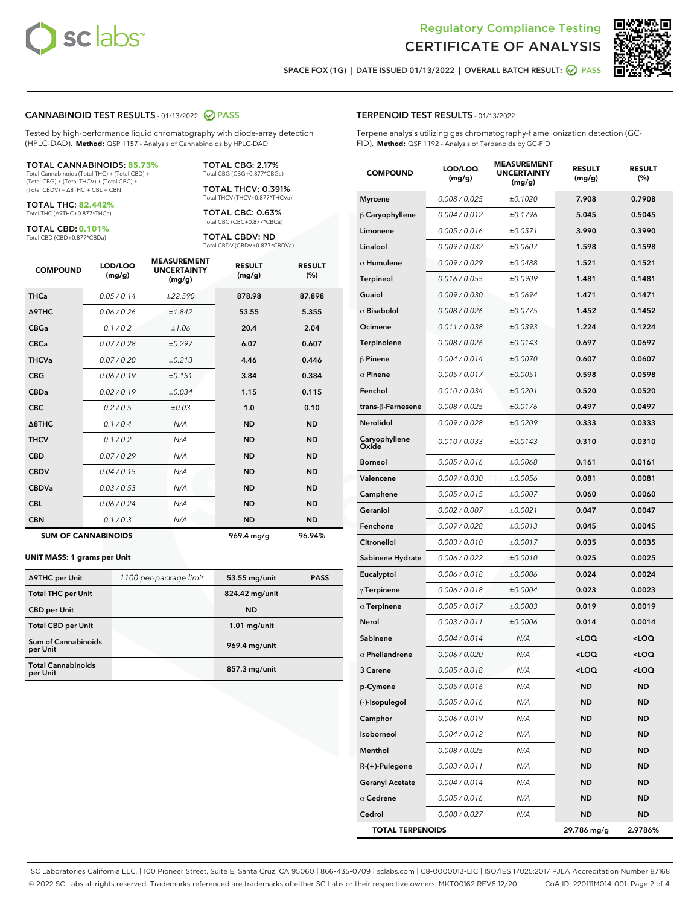Regulatory Compliance Testing
# CERTIFICATE OF ANALYSIS

SPACE FOX (1G) | DATE ISSUED 01/13/2022 | OVERALL BATCH RESULT: PASS

## CANNABINOID TEST RESULTS - 01/13/2022 PASS

Tested by high-performance liquid chromatography with diode-array detection (HPLC-DAD). **Method:** QSP 1157 - Analysis of Cannabinoids by HPLC-DAD

**TOTAL CANNABINOIDS: 85.73%**
Total Cannabinoids (Total THC) + (Total CBD) + (Total CBG) + (Total THCV) + (Total CBC) + (Total CBDV) + Δ8THC + CBL + CBN

**TOTAL THC: 82.442%**
Total THC (Δ9THC+0.877*THCa)

**TOTAL CBD: 0.101%**
Total CBD (CBD+0.877*CBDa)

**TOTAL CBG: 2.17%**
Total CBG (CBG+0.877*CBGa)

**TOTAL THCV: 0.391%**
Total THCV (THCV+0.877*THCVa)

**TOTAL CBC: 0.63%**
Total CBC (CBC+0.877*CBCa)

**TOTAL CBDV: ND**
Total CBDV (CBDV+0.877*CBDVa)

| COMPOUND | LOD/LOQ (mg/g) | MEASUREMENT UNCERTAINTY (mg/g) | RESULT (mg/g) | RESULT (%) |
|---|---|---|---|---|
| THCa | 0.05 / 0.14 | ±22.590 | 878.98 | 87.898 |
| Δ9THC | 0.06 / 0.26 | ±1.842 | 53.55 | 5.355 |
| CBGa | 0.1 / 0.2 | ±1.06 | 20.4 | 2.04 |
| CBCa | 0.07 / 0.28 | ±0.297 | 6.07 | 0.607 |
| THCVa | 0.07 / 0.20 | ±0.213 | 4.46 | 0.446 |
| CBG | 0.06 / 0.19 | ±0.151 | 3.84 | 0.384 |
| CBDa | 0.02 / 0.19 | ±0.034 | 1.15 | 0.115 |
| CBC | 0.2 / 0.5 | ±0.03 | 1.0 | 0.10 |
| Δ8THC | 0.1 / 0.4 | N/A | ND | ND |
| THCV | 0.1 / 0.2 | N/A | ND | ND |
| CBD | 0.07 / 0.29 | N/A | ND | ND |
| CBDV | 0.04 / 0.15 | N/A | ND | ND |
| CBDVa | 0.03 / 0.53 | N/A | ND | ND |
| CBL | 0.06 / 0.24 | N/A | ND | ND |
| CBN | 0.1 / 0.3 | N/A | ND | ND |
| **SUM OF CANNABINOIDS** | | | **969.4 mg/g** | **96.94%** |

**UNIT MASS: 1 grams per Unit**

| | | | |
|---|---|---|---|
| Δ9THC per Unit | 1100 per-package limit | 53.55 mg/unit | PASS |
| Total THC per Unit | | 824.42 mg/unit | |
| CBD per Unit | | ND | |
| Total CBD per Unit | | 1.01 mg/unit | |
| Sum of Cannabinoids per Unit | | 969.4 mg/unit | |
| Total Cannabinoids per Unit | | 857.3 mg/unit | |

## TERPENOID TEST RESULTS - 01/13/2022

Terpene analysis utilizing gas chromatography-flame ionization detection (GC-FID). **Method:** QSP 1192 - Analysis of Terpenoids by GC-FID

| COMPOUND | LOD/LOQ (mg/g) | MEASUREMENT UNCERTAINTY (mg/g) | RESULT (mg/g) | RESULT (%) |
|---|---|---|---|---|
| Myrcene | 0.008 / 0.025 | ±0.1020 | 7.908 | 0.7908 |
| β Caryophyllene | 0.004 / 0.012 | ±0.1796 | 5.045 | 0.5045 |
| Limonene | 0.005 / 0.016 | ±0.0571 | 3.990 | 0.3990 |
| Linalool | 0.009 / 0.032 | ±0.0607 | 1.598 | 0.1598 |
| α Humulene | 0.009 / 0.029 | ±0.0488 | 1.521 | 0.1521 |
| Terpineol | 0.016 / 0.055 | ±0.0909 | 1.481 | 0.1481 |
| Guaiol | 0.009 / 0.030 | ±0.0694 | 1.471 | 0.1471 |
| α Bisabolol | 0.008 / 0.026 | ±0.0775 | 1.452 | 0.1452 |
| Ocimene | 0.011 / 0.038 | ±0.0393 | 1.224 | 0.1224 |
| Terpinolene | 0.008 / 0.026 | ±0.0143 | 0.697 | 0.0697 |
| β Pinene | 0.004 / 0.014 | ±0.0070 | 0.607 | 0.0607 |
| α Pinene | 0.005 / 0.017 | ±0.0051 | 0.598 | 0.0598 |
| Fenchol | 0.010 / 0.034 | ±0.0201 | 0.520 | 0.0520 |
| trans-β-Farnesene | 0.008 / 0.025 | ±0.0176 | 0.497 | 0.0497 |
| Nerolidol | 0.009 / 0.028 | ±0.0209 | 0.333 | 0.0333 |
| Caryophyllene Oxide | 0.010 / 0.033 | ±0.0143 | 0.310 | 0.0310 |
| Borneol | 0.005 / 0.016 | ±0.0068 | 0.161 | 0.0161 |
| Valencene | 0.009 / 0.030 | ±0.0056 | 0.081 | 0.0081 |
| Camphene | 0.005 / 0.015 | ±0.0007 | 0.060 | 0.0060 |
| Geraniol | 0.002 / 0.007 | ±0.0021 | 0.047 | 0.0047 |
| Fenchone | 0.009 / 0.028 | ±0.0013 | 0.045 | 0.0045 |
| Citronellol | 0.003 / 0.010 | ±0.0017 | 0.035 | 0.0035 |
| Sabinene Hydrate | 0.006 / 0.022 | ±0.0010 | 0.025 | 0.0025 |
| Eucalyptol | 0.006 / 0.018 | ±0.0006 | 0.024 | 0.0024 |
| γ Terpinene | 0.006 / 0.018 | ±0.0004 | 0.023 | 0.0023 |
| α Terpinene | 0.005 / 0.017 | ±0.0003 | 0.019 | 0.0019 |
| Nerol | 0.003 / 0.011 | ±0.0006 | 0.014 | 0.0014 |
| Sabinene | 0.004 / 0.014 | N/A | <LOQ | <LOQ |
| α Phellandrene | 0.006 / 0.020 | N/A | <LOQ | <LOQ |
| 3 Carene | 0.005 / 0.018 | N/A | <LOQ | <LOQ |
| p-Cymene | 0.005 / 0.016 | N/A | ND | ND |
| (-)-Isopulegol | 0.005 / 0.016 | N/A | ND | ND |
| Camphor | 0.006 / 0.019 | N/A | ND | ND |
| Isoborneol | 0.004 / 0.012 | N/A | ND | ND |
| Menthol | 0.008 / 0.025 | N/A | ND | ND |
| R-(+)-Pulegone | 0.003 / 0.011 | N/A | ND | ND |
| Geranyl Acetate | 0.004 / 0.014 | N/A | ND | ND |
| α Cedrene | 0.005 / 0.016 | N/A | ND | ND |
| Cedrol | 0.008 / 0.027 | N/A | ND | ND |
| **TOTAL TERPENOIDS** | | | **29.786 mg/g** | **2.9786%** |

SC Laboratories California LLC. | 100 Pioneer Street, Suite E, Santa Cruz, CA 95060 | 866-435-0709 | sclabs.com | C8-0000013-LIC | ISO/IES 17025:2017 PJLA Accreditation Number 87168
© 2022 SC Labs all rights reserved. Trademarks referenced are trademarks of either SC Labs or their respective owners. MKT00162 REV6 12/20 CoA ID: 220111M014-001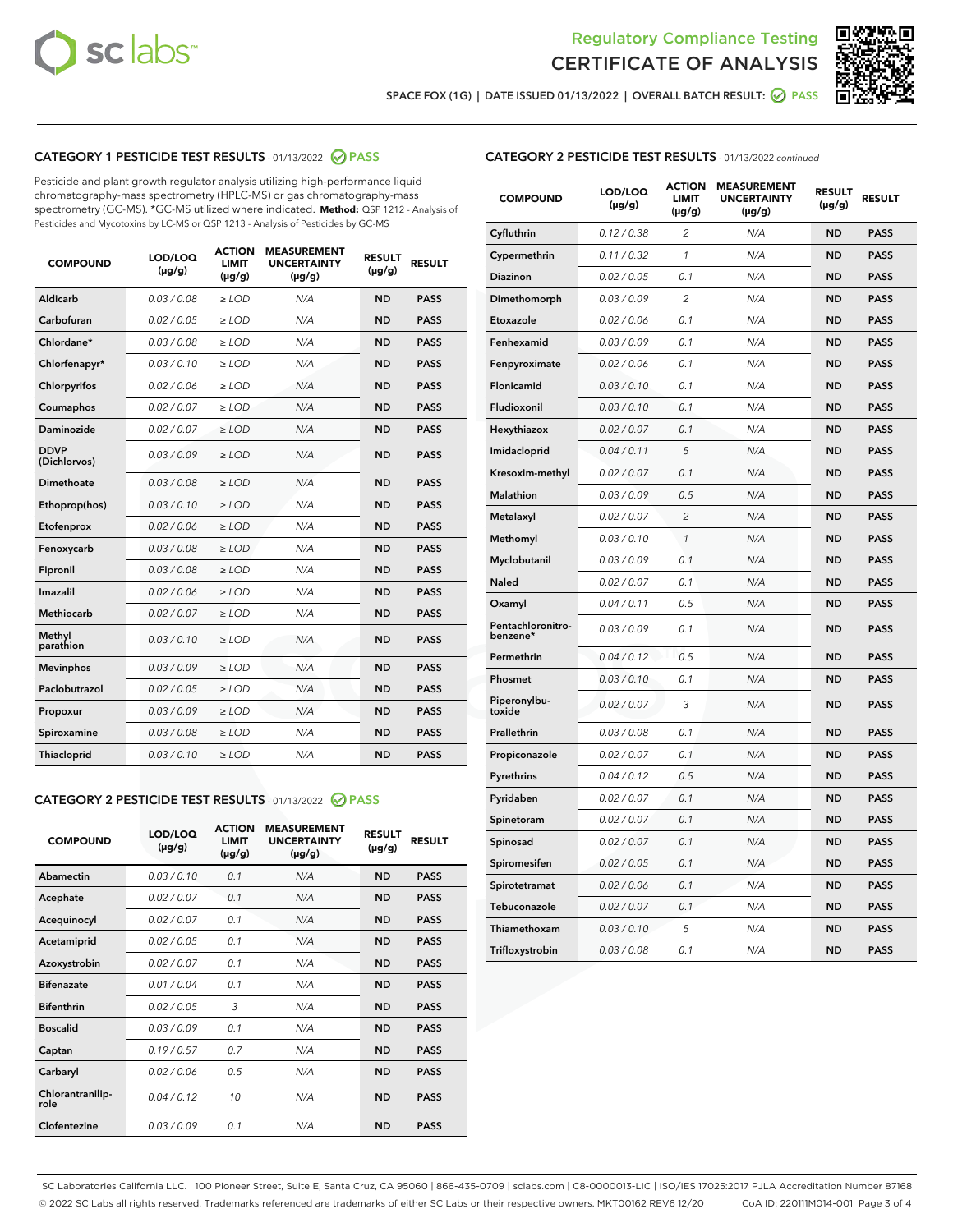Regulatory Compliance Testing

# CERTIFICATE OF ANALYSIS

SPACE FOX (1G) | DATE ISSUED 01/13/2022 | OVERALL BATCH RESULT: PASS

## CATEGORY 1 PESTICIDE TEST RESULTS - 01/13/2022 PASS

Pesticide and plant growth regulator analysis utilizing high-performance liquid chromatography-mass spectrometry (HPLC-MS) or gas chromatography-mass spectrometry (GC-MS). *GC-MS utilized where indicated. **Method:** QSP 1212 - Analysis of Pesticides and Mycotoxins by LC-MS or QSP 1213 - Analysis of Pesticides by GC-MS

| COMPOUND | LOD/LOQ (µg/g) | ACTION LIMIT (µg/g) | MEASUREMENT UNCERTAINTY (µg/g) | RESULT (µg/g) | RESULT |
|---|---|---|---|---|---|
| Aldicarb | 0.03 / 0.08 | ≥ LOD | N/A | ND | PASS |
| Carbofuran | 0.02 / 0.05 | ≥ LOD | N/A | ND | PASS |
| Chlordane* | 0.03 / 0.08 | ≥ LOD | N/A | ND | PASS |
| Chlorfenapyr* | 0.03 / 0.10 | ≥ LOD | N/A | ND | PASS |
| Chlorpyrifos | 0.02 / 0.06 | ≥ LOD | N/A | ND | PASS |
| Coumaphos | 0.02 / 0.07 | ≥ LOD | N/A | ND | PASS |
| Daminozide | 0.02 / 0.07 | ≥ LOD | N/A | ND | PASS |
| DDVP (Dichlorvos) | 0.03 / 0.09 | ≥ LOD | N/A | ND | PASS |
| Dimethoate | 0.03 / 0.08 | ≥ LOD | N/A | ND | PASS |
| Ethoprop(hos) | 0.03 / 0.10 | ≥ LOD | N/A | ND | PASS |
| Etofenprox | 0.02 / 0.06 | ≥ LOD | N/A | ND | PASS |
| Fenoxycarb | 0.03 / 0.08 | ≥ LOD | N/A | ND | PASS |
| Fipronil | 0.03 / 0.08 | ≥ LOD | N/A | ND | PASS |
| Imazalil | 0.02 / 0.06 | ≥ LOD | N/A | ND | PASS |
| Methiocarb | 0.02 / 0.07 | ≥ LOD | N/A | ND | PASS |
| Methyl parathion | 0.03 / 0.10 | ≥ LOD | N/A | ND | PASS |
| Mevinphos | 0.03 / 0.09 | ≥ LOD | N/A | ND | PASS |
| Paclobutrazol | 0.02 / 0.05 | ≥ LOD | N/A | ND | PASS |
| Propoxur | 0.03 / 0.09 | ≥ LOD | N/A | ND | PASS |
| Spiroxamine | 0.03 / 0.08 | ≥ LOD | N/A | ND | PASS |
| Thiacloprid | 0.03 / 0.10 | ≥ LOD | N/A | ND | PASS |

## CATEGORY 2 PESTICIDE TEST RESULTS - 01/13/2022 PASS

| COMPOUND | LOD/LOQ (µg/g) | ACTION LIMIT (µg/g) | MEASUREMENT UNCERTAINTY (µg/g) | RESULT (µg/g) | RESULT |
|---|---|---|---|---|---|
| Abamectin | 0.03 / 0.10 | 0.1 | N/A | ND | PASS |
| Acephate | 0.02 / 0.07 | 0.1 | N/A | ND | PASS |
| Acequinocyl | 0.02 / 0.07 | 0.1 | N/A | ND | PASS |
| Acetamiprid | 0.02 / 0.05 | 0.1 | N/A | ND | PASS |
| Azoxystrobin | 0.02 / 0.07 | 0.1 | N/A | ND | PASS |
| Bifenazate | 0.01 / 0.04 | 0.1 | N/A | ND | PASS |
| Bifenthrin | 0.02 / 0.05 | 3 | N/A | ND | PASS |
| Boscalid | 0.03 / 0.09 | 0.1 | N/A | ND | PASS |
| Captan | 0.19 / 0.57 | 0.7 | N/A | ND | PASS |
| Carbaryl | 0.02 / 0.06 | 0.5 | N/A | ND | PASS |
| Chlorantraniliprole | 0.04 / 0.12 | 10 | N/A | ND | PASS |
| Clofentezine | 0.03 / 0.09 | 0.1 | N/A | ND | PASS |
| Cyfluthrin | 0.12 / 0.38 | 2 | N/A | ND | PASS |
| Cypermethrin | 0.11 / 0.32 | 1 | N/A | ND | PASS |
| Diazinon | 0.02 / 0.05 | 0.1 | N/A | ND | PASS |
| Dimethomorph | 0.03 / 0.09 | 2 | N/A | ND | PASS |
| Etoxazole | 0.02 / 0.06 | 0.1 | N/A | ND | PASS |
| Fenhexamid | 0.03 / 0.09 | 0.1 | N/A | ND | PASS |
| Fenpyroximate | 0.02 / 0.06 | 0.1 | N/A | ND | PASS |
| Flonicamid | 0.03 / 0.10 | 0.1 | N/A | ND | PASS |
| Fludioxonil | 0.03 / 0.10 | 0.1 | N/A | ND | PASS |
| Hexythiazox | 0.02 / 0.07 | 0.1 | N/A | ND | PASS |
| Imidacloprid | 0.04 / 0.11 | 5 | N/A | ND | PASS |
| Kresoxim-methyl | 0.02 / 0.07 | 0.1 | N/A | ND | PASS |
| Malathion | 0.03 / 0.09 | 0.5 | N/A | ND | PASS |
| Metalaxyl | 0.02 / 0.07 | 2 | N/A | ND | PASS |
| Methomyl | 0.03 / 0.10 | 1 | N/A | ND | PASS |
| Myclobutanil | 0.03 / 0.09 | 0.1 | N/A | ND | PASS |
| Naled | 0.02 / 0.07 | 0.1 | N/A | ND | PASS |
| Oxamyl | 0.04 / 0.11 | 0.5 | N/A | ND | PASS |
| Pentachloronitrobenzene* | 0.03 / 0.09 | 0.1 | N/A | ND | PASS |
| Permethrin | 0.04 / 0.12 | 0.5 | N/A | ND | PASS |
| Phosmet | 0.03 / 0.10 | 0.1 | N/A | ND | PASS |
| Piperonylbutoxide | 0.02 / 0.07 | 3 | N/A | ND | PASS |
| Prallethrin | 0.03 / 0.08 | 0.1 | N/A | ND | PASS |
| Propiconazole | 0.02 / 0.07 | 0.1 | N/A | ND | PASS |
| Pyrethrins | 0.04 / 0.12 | 0.5 | N/A | ND | PASS |
| Pyridaben | 0.02 / 0.07 | 0.1 | N/A | ND | PASS |
| Spinetoram | 0.02 / 0.07 | 0.1 | N/A | ND | PASS |
| Spinosad | 0.02 / 0.07 | 0.1 | N/A | ND | PASS |
| Spiromesifen | 0.02 / 0.05 | 0.1 | N/A | ND | PASS |
| Spirotetramat | 0.02 / 0.06 | 0.1 | N/A | ND | PASS |
| Tebuconazole | 0.02 / 0.07 | 0.1 | N/A | ND | PASS |
| Thiamethoxam | 0.03 / 0.10 | 5 | N/A | ND | PASS |
| Trifloxystrobin | 0.03 / 0.08 | 0.1 | N/A | ND | PASS |

SC Laboratories California LLC. | 100 Pioneer Street, Suite E, Santa Cruz, CA 95060 | 866-435-0709 | sclabs.com | C8-0000013-LIC | ISO/IES 17025:2017 PJLA Accreditation Number 87168
© 2022 SC Labs all rights reserved. Trademarks referenced are trademarks of either SC Labs or their respective owners. MKT00162 REV6 12/20 CoA ID: 220111M014-001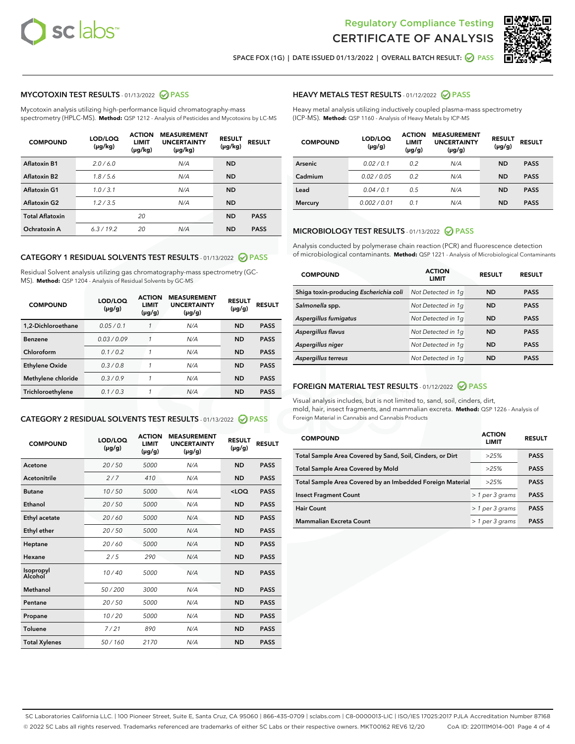# Regulatory Compliance Testing
# CERTIFICATE OF ANALYSIS

SPACE FOX (1G) | DATE ISSUED 01/13/2022 | OVERALL BATCH RESULT: PASS

## MYCOTOXIN TEST RESULTS - 01/13/2022 PASS

Mycotoxin analysis utilizing high-performance liquid chromatography-mass spectrometry (HPLC-MS). **Method:** QSP 1212 - Analysis of Pesticides and Mycotoxins by LC-MS

| COMPOUND | LOD/LOQ (µg/kg) | ACTION LIMIT (µg/kg) | MEASUREMENT UNCERTAINTY (µg/kg) | RESULT (µg/kg) | RESULT |
|---|---|---|---|---|---|
| Aflatoxin B1 | 2.0 / 6.0 | | N/A | ND | |
| Aflatoxin B2 | 1.8 / 5.6 | | N/A | ND | |
| Aflatoxin G1 | 1.0 / 3.1 | | N/A | ND | |
| Aflatoxin G2 | 1.2 / 3.5 | | N/A | ND | |
| Total Aflatoxin | | 20 | | ND | PASS |
| Ochratoxin A | 6.3 / 19.2 | 20 | N/A | ND | PASS |

## CATEGORY 1 RESIDUAL SOLVENTS TEST RESULTS - 01/13/2022 PASS

Residual Solvent analysis utilizing gas chromatography-mass spectrometry (GC-MS). **Method:** QSP 1204 - Analysis of Residual Solvents by GC-MS

| COMPOUND | LOD/LOQ (µg/g) | ACTION LIMIT (µg/g) | MEASUREMENT UNCERTAINTY (µg/g) | RESULT (µg/g) | RESULT |
|---|---|---|---|---|---|
| 1,2-Dichloroethane | 0.05 / 0.1 | 1 | N/A | ND | PASS |
| Benzene | 0.03 / 0.09 | 1 | N/A | ND | PASS |
| Chloroform | 0.1 / 0.2 | 1 | N/A | ND | PASS |
| Ethylene Oxide | 0.3 / 0.8 | 1 | N/A | ND | PASS |
| Methylene chloride | 0.3 / 0.9 | 1 | N/A | ND | PASS |
| Trichloroethylene | 0.1 / 0.3 | 1 | N/A | ND | PASS |

## CATEGORY 2 RESIDUAL SOLVENTS TEST RESULTS - 01/13/2022 PASS

| COMPOUND | LOD/LOQ (µg/g) | ACTION LIMIT (µg/g) | MEASUREMENT UNCERTAINTY (µg/g) | RESULT (µg/g) | RESULT |
|---|---|---|---|---|---|
| Acetone | 20 / 50 | 5000 | N/A | ND | PASS |
| Acetonitrile | 2 / 7 | 410 | N/A | ND | PASS |
| Butane | 10 / 50 | 5000 | N/A | <LOQ | PASS |
| Ethanol | 20 / 50 | 5000 | N/A | ND | PASS |
| Ethyl acetate | 20 / 60 | 5000 | N/A | ND | PASS |
| Ethyl ether | 20 / 50 | 5000 | N/A | ND | PASS |
| Heptane | 20 / 60 | 5000 | N/A | ND | PASS |
| Hexane | 2 / 5 | 290 | N/A | ND | PASS |
| Isopropyl Alcohol | 10 / 40 | 5000 | N/A | ND | PASS |
| Methanol | 50 / 200 | 3000 | N/A | ND | PASS |
| Pentane | 20 / 50 | 5000 | N/A | ND | PASS |
| Propane | 10 / 20 | 5000 | N/A | ND | PASS |
| Toluene | 7 / 21 | 890 | N/A | ND | PASS |
| Total Xylenes | 50 / 160 | 2170 | N/A | ND | PASS |

## HEAVY METALS TEST RESULTS - 01/12/2022 PASS

Heavy metal analysis utilizing inductively coupled plasma-mass spectrometry (ICP-MS). **Method:** QSP 1160 - Analysis of Heavy Metals by ICP-MS

| COMPOUND | LOD/LOQ (µg/g) | ACTION LIMIT (µg/g) | MEASUREMENT UNCERTAINTY (µg/g) | RESULT (µg/g) | RESULT |
|---|---|---|---|---|---|
| Arsenic | 0.02 / 0.1 | 0.2 | N/A | ND | PASS |
| Cadmium | 0.02 / 0.05 | 0.2 | N/A | ND | PASS |
| Lead | 0.04 / 0.1 | 0.5 | N/A | ND | PASS |
| Mercury | 0.002 / 0.01 | 0.1 | N/A | ND | PASS |

## MICROBIOLOGY TEST RESULTS - 01/13/2022 PASS

Analysis conducted by polymerase chain reaction (PCR) and fluorescence detection of microbiological contaminants. **Method:** QSP 1221 - Analysis of Microbiological Contaminants

| COMPOUND | ACTION LIMIT | RESULT | RESULT |
|---|---|---|---|
| Shiga toxin-producing *Escherichia coli* | Not Detected in 1g | ND | PASS |
| *Salmonella* spp. | Not Detected in 1g | ND | PASS |
| *Aspergillus fumigatus* | Not Detected in 1g | ND | PASS |
| *Aspergillus flavus* | Not Detected in 1g | ND | PASS |
| *Aspergillus niger* | Not Detected in 1g | ND | PASS |
| *Aspergillus terreus* | Not Detected in 1g | ND | PASS |

## FOREIGN MATERIAL TEST RESULTS - 01/12/2022 PASS

Visual analysis includes, but is not limited to, sand, soil, cinders, dirt, mold, hair, insect fragments, and mammalian excreta. **Method:** QSP 1226 - Analysis of Foreign Material in Cannabis and Cannabis Products

| COMPOUND | ACTION LIMIT | RESULT |
|---|---|---|
| Total Sample Area Covered by Sand, Soil, Cinders, or Dirt | >25% | PASS |
| Total Sample Area Covered by Mold | >25% | PASS |
| Total Sample Area Covered by an Imbedded Foreign Material | >25% | PASS |
| Insect Fragment Count | > 1 per 3 grams | PASS |
| Hair Count | > 1 per 3 grams | PASS |
| Mammalian Excreta Count | > 1 per 3 grams | PASS |

SC Laboratories California LLC. | 100 Pioneer Street, Suite E, Santa Cruz, CA 95060 | 866-435-0709 | sclabs.com | C8-0000013-LIC | ISO/IES 17025:2017 PJLA Accreditation Number 87168
© 2022 SC Labs all rights reserved. Trademarks referenced are trademarks of either SC Labs or their respective owners. MKT00162 REV6 12/20 CoA ID: 220111M014-001